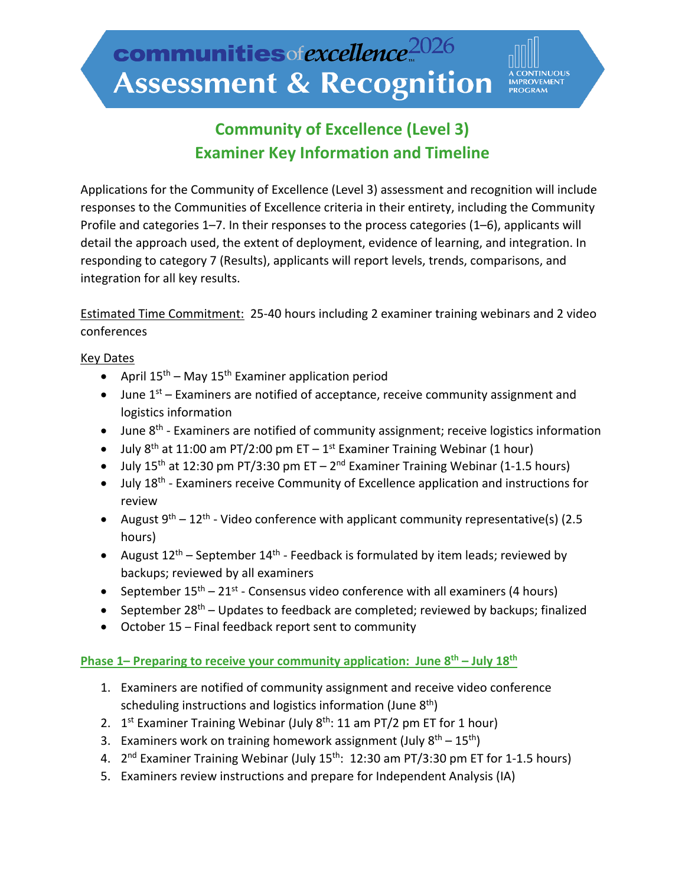# communities of excellence 2026 Assessment & Recognition

A CONTINUOUS IMPROVEMENT PROGRAM

## Community of Excellence (Level 3)
## Examiner Key Information and Timeline

Applications for the Community of Excellence (Level 3) assessment and recognition will include responses to the Communities of Excellence criteria in their entirety, including the Community Profile and categories 1–7. In their responses to the process categories (1–6), applicants will detail the approach used, the extent of deployment, evidence of learning, and integration. In responding to category 7 (Results), applicants will report levels, trends, comparisons, and integration for all key results.

Estimated Time Commitment: 25-40 hours including 2 examiner training webinars and 2 video conferences

Key Dates

- April 15th – May 15th Examiner application period
- June 1st – Examiners are notified of acceptance, receive community assignment and logistics information
- June 8th - Examiners are notified of community assignment; receive logistics information
- July 8th at 11:00 am PT/2:00 pm ET – 1st Examiner Training Webinar (1 hour)
- July 15th at 12:30 pm PT/3:30 pm ET – 2nd Examiner Training Webinar (1-1.5 hours)
- July 18th - Examiners receive Community of Excellence application and instructions for review
- August 9th – 12th - Video conference with applicant community representative(s) (2.5 hours)
- August 12th – September 14th - Feedback is formulated by item leads; reviewed by backups; reviewed by all examiners
- September 15th – 21st - Consensus video conference with all examiners (4 hours)
- September 28th – Updates to feedback are completed; reviewed by backups; finalized
- October 15 – Final feedback report sent to community

### Phase 1– Preparing to receive your community application: June 8th – July 18th

1. Examiners are notified of community assignment and receive video conference scheduling instructions and logistics information (June 8th)
2. 1st Examiner Training Webinar (July 8th: 11 am PT/2 pm ET for 1 hour)
3. Examiners work on training homework assignment (July 8th – 15th)
4. 2nd Examiner Training Webinar (July 15th: 12:30 am PT/3:30 pm ET for 1-1.5 hours)
5. Examiners review instructions and prepare for Independent Analysis (IA)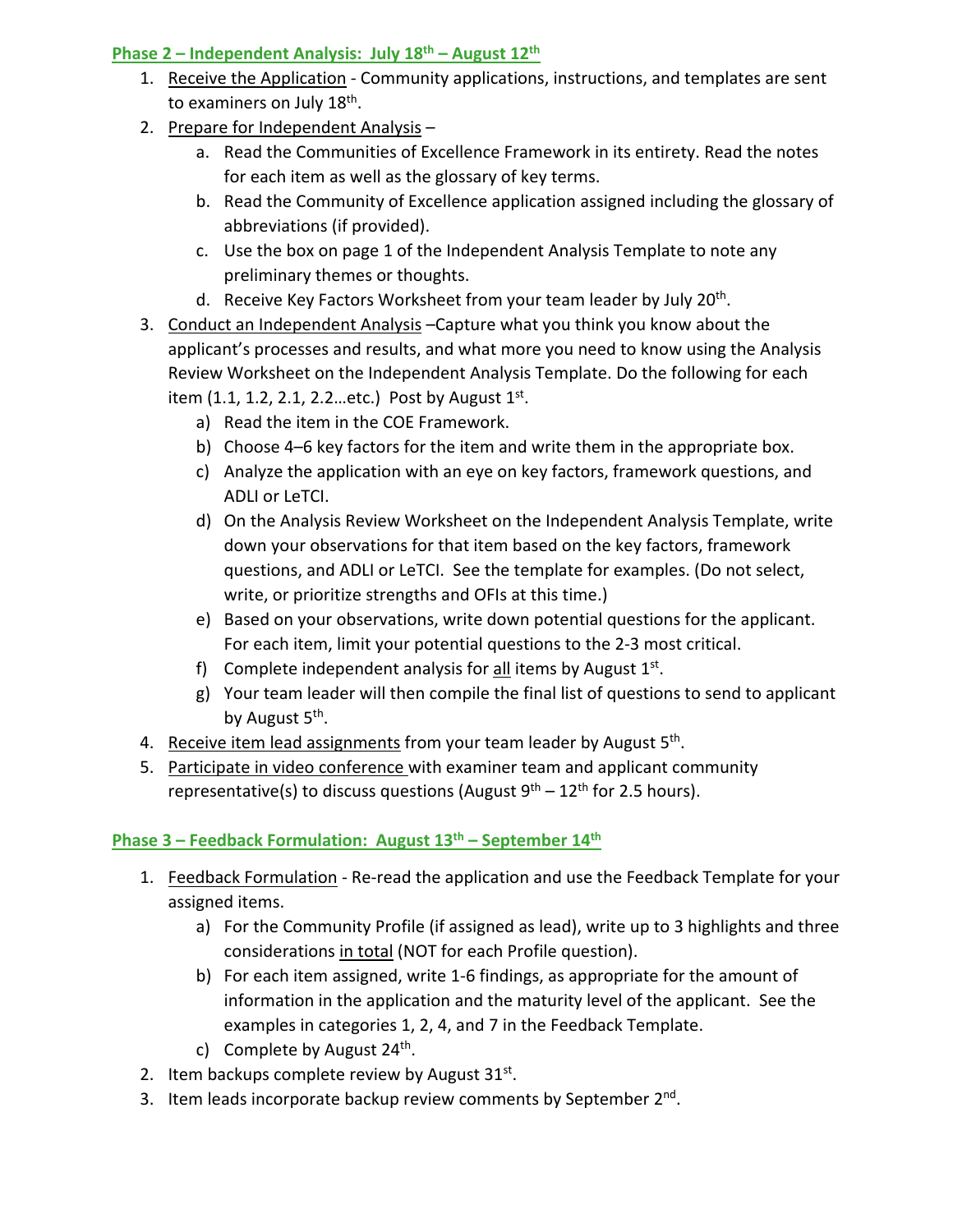## Phase 2 – Independent Analysis: July 18th – August 12th

1. Receive the Application - Community applications, instructions, and templates are sent to examiners on July 18th.
2. Prepare for Independent Analysis –
   a. Read the Communities of Excellence Framework in its entirety. Read the notes for each item as well as the glossary of key terms.
   b. Read the Community of Excellence application assigned including the glossary of abbreviations (if provided).
   c. Use the box on page 1 of the Independent Analysis Template to note any preliminary themes or thoughts.
   d. Receive Key Factors Worksheet from your team leader by July 20th.
3. Conduct an Independent Analysis –Capture what you think you know about the applicant's processes and results, and what more you need to know using the Analysis Review Worksheet on the Independent Analysis Template. Do the following for each item (1.1, 1.2, 2.1, 2.2…etc.) Post by August 1st.
   a) Read the item in the COE Framework.
   b) Choose 4–6 key factors for the item and write them in the appropriate box.
   c) Analyze the application with an eye on key factors, framework questions, and ADLI or LeTCI.
   d) On the Analysis Review Worksheet on the Independent Analysis Template, write down your observations for that item based on the key factors, framework questions, and ADLI or LeTCI. See the template for examples. (Do not select, write, or prioritize strengths and OFIs at this time.)
   e) Based on your observations, write down potential questions for the applicant. For each item, limit your potential questions to the 2-3 most critical.
   f) Complete independent analysis for all items by August 1st.
   g) Your team leader will then compile the final list of questions to send to applicant by August 5th.
4. Receive item lead assignments from your team leader by August 5th.
5. Participate in video conference with examiner team and applicant community representative(s) to discuss questions (August 9th – 12th for 2.5 hours).

## Phase 3 – Feedback Formulation: August 13th – September 14th

1. Feedback Formulation - Re-read the application and use the Feedback Template for your assigned items.
   a) For the Community Profile (if assigned as lead), write up to 3 highlights and three considerations in total (NOT for each Profile question).
   b) For each item assigned, write 1-6 findings, as appropriate for the amount of information in the application and the maturity level of the applicant. See the examples in categories 1, 2, 4, and 7 in the Feedback Template.
   c) Complete by August 24th.
2. Item backups complete review by August 31st.
3. Item leads incorporate backup review comments by September 2nd.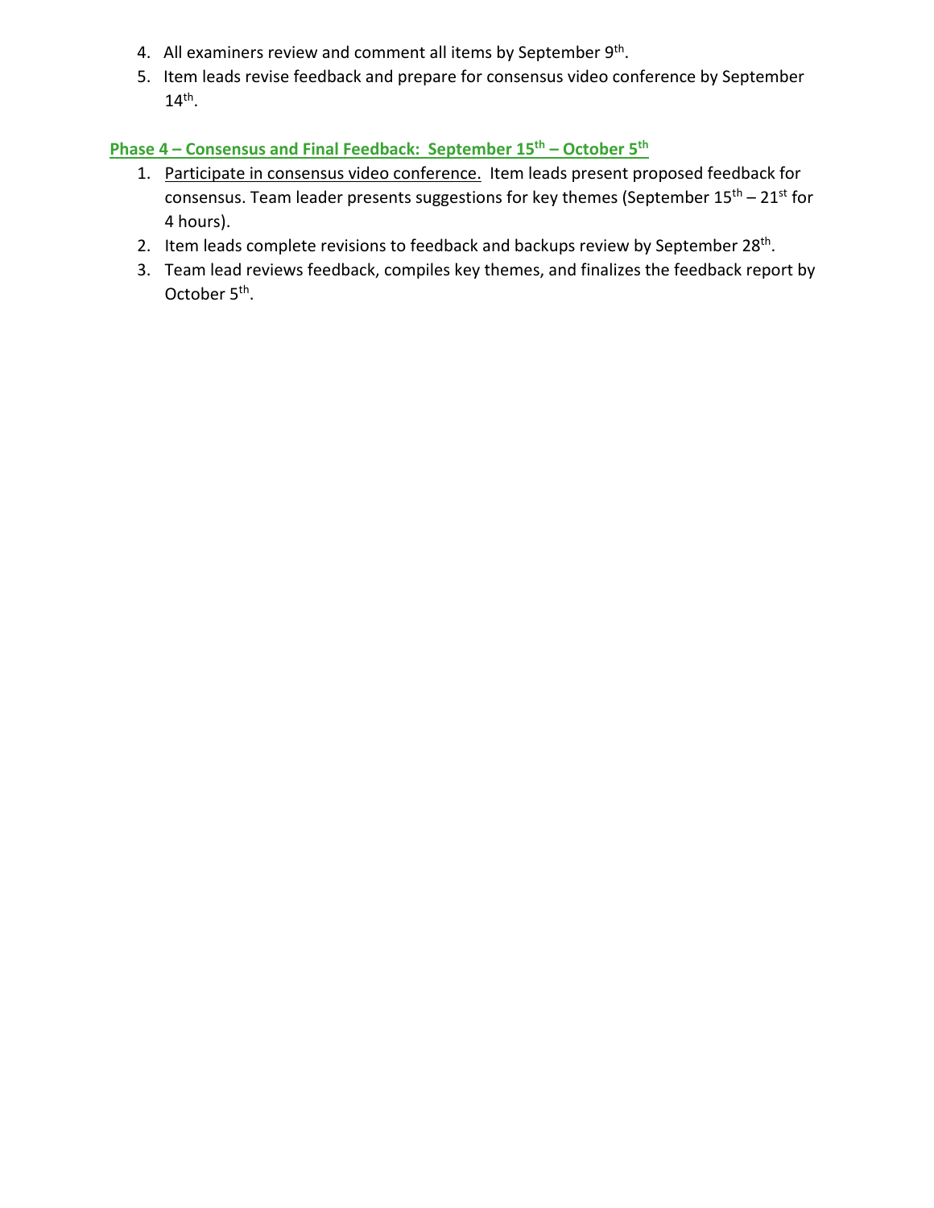4. All examiners review and comment all items by September 9th.
5. Item leads revise feedback and prepare for consensus video conference by September 14th.

### Phase 4 – Consensus and Final Feedback: September 15th – October 5th

1. Participate in consensus video conference. Item leads present proposed feedback for consensus. Team leader presents suggestions for key themes (September 15th – 21st for 4 hours).
2. Item leads complete revisions to feedback and backups review by September 28th.
3. Team lead reviews feedback, compiles key themes, and finalizes the feedback report by October 5th.